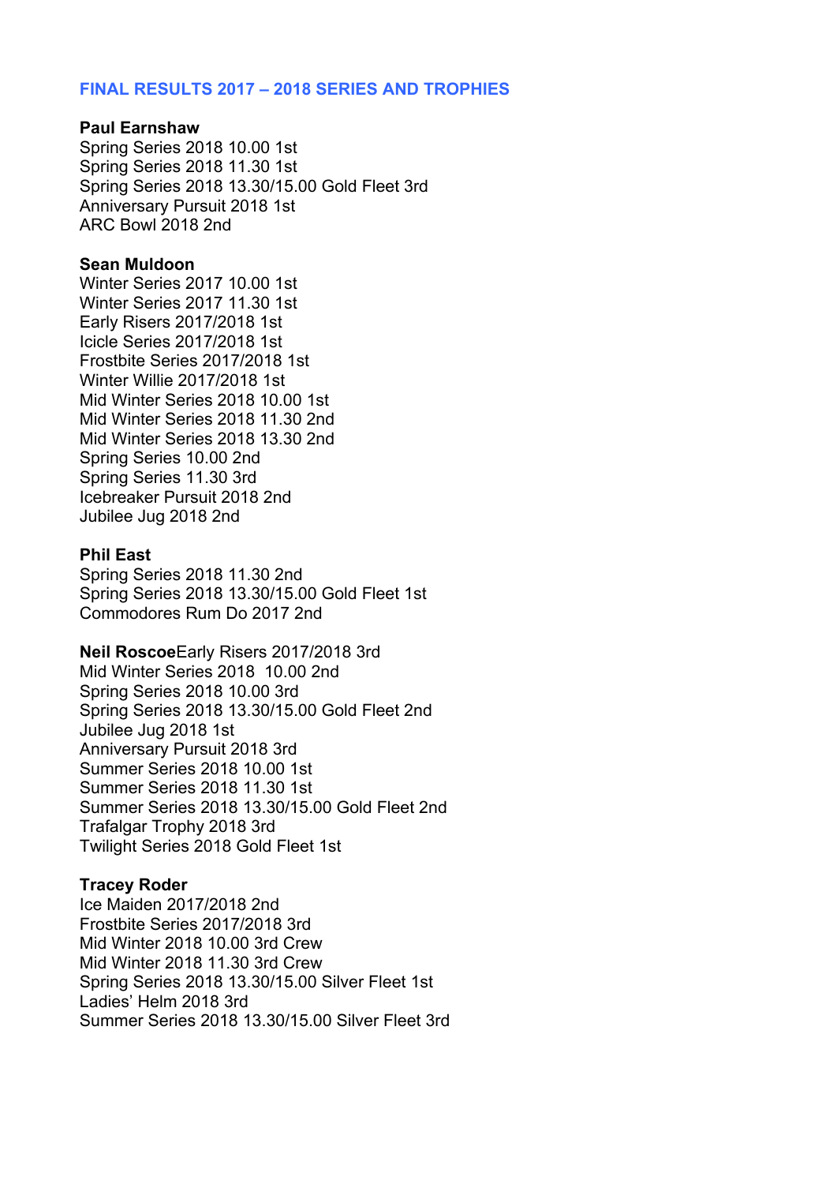## FINAL RESULTS 2017 – 2018 SERIES AND TROPHIES

**Paul Earnshaw**
Spring Series 2018 10.00 1st
Spring Series 2018 11.30 1st
Spring Series 2018 13.30/15.00 Gold Fleet 3rd
Anniversary Pursuit 2018 1st
ARC Bowl 2018 2nd

**Sean Muldoon**
Winter Series 2017 10.00 1st
Winter Series 2017 11.30 1st
Early Risers 2017/2018 1st
Icicle Series 2017/2018 1st
Frostbite Series 2017/2018 1st
Winter Willie 2017/2018 1st
Mid Winter Series 2018 10.00 1st
Mid Winter Series 2018 11.30 2nd
Mid Winter Series 2018 13.30 2nd
Spring Series 10.00 2nd
Spring Series 11.30 3rd
Icebreaker Pursuit 2018 2nd
Jubilee Jug 2018 2nd

**Phil East**
Spring Series 2018 11.30 2nd
Spring Series 2018 13.30/15.00 Gold Fleet 1st
Commodores Rum Do 2017 2nd

**Neil Roscoe**Early Risers 2017/2018 3rd
Mid Winter Series 2018 10.00 2nd
Spring Series 2018 10.00 3rd
Spring Series 2018 13.30/15.00 Gold Fleet 2nd
Jubilee Jug 2018 1st
Anniversary Pursuit 2018 3rd
Summer Series 2018 10.00 1st
Summer Series 2018 11.30 1st
Summer Series 2018 13.30/15.00 Gold Fleet 2nd
Trafalgar Trophy 2018 3rd
Twilight Series 2018 Gold Fleet 1st

**Tracey Roder**
Ice Maiden 2017/2018 2nd
Frostbite Series 2017/2018 3rd
Mid Winter 2018 10.00 3rd Crew
Mid Winter 2018 11.30 3rd Crew
Spring Series 2018 13.30/15.00 Silver Fleet 1st
Ladies' Helm 2018 3rd
Summer Series 2018 13.30/15.00 Silver Fleet 3rd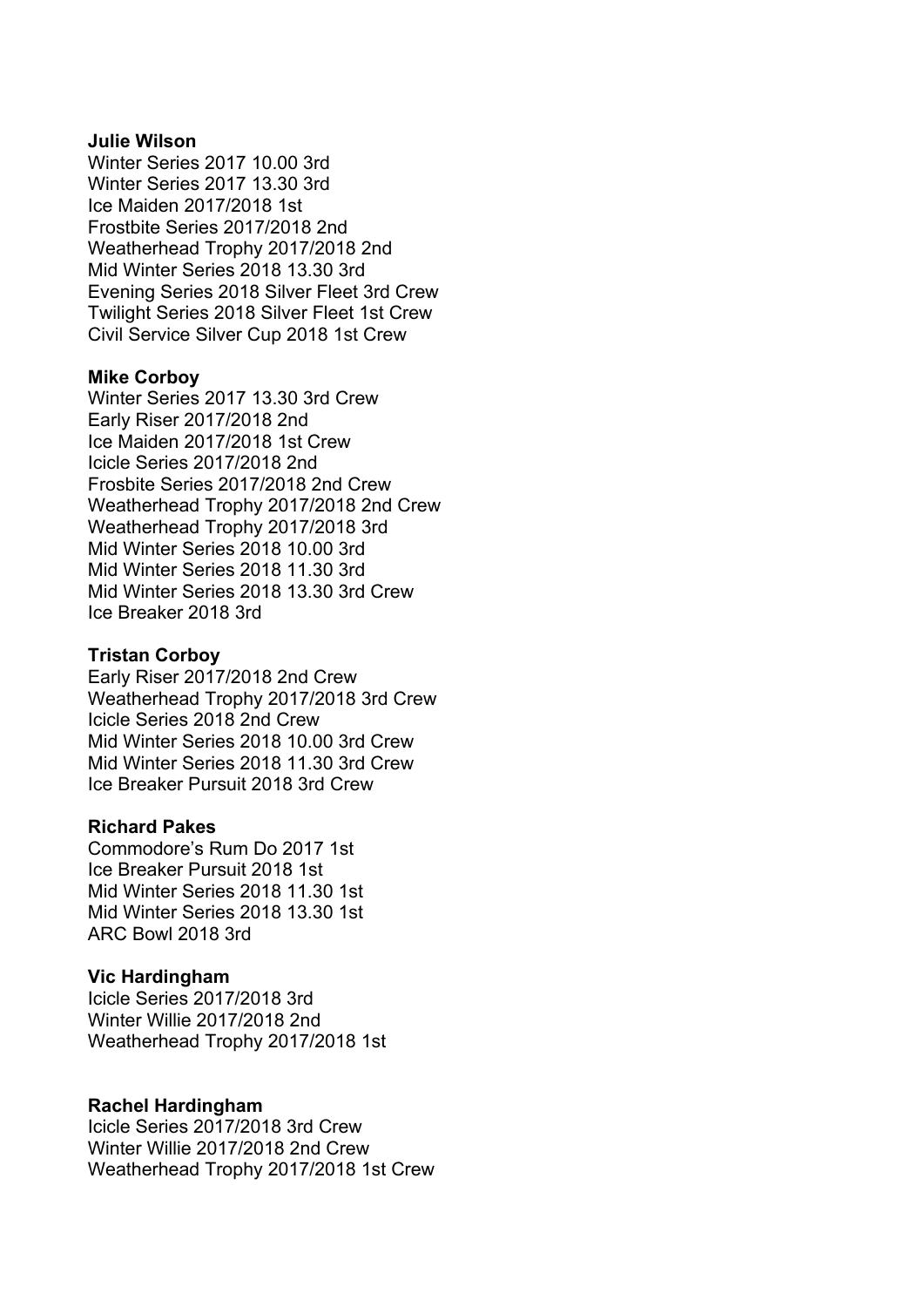**Julie Wilson**
Winter Series 2017 10.00 3rd
Winter Series 2017 13.30 3rd
Ice Maiden 2017/2018 1st
Frostbite Series 2017/2018 2nd
Weatherhead Trophy 2017/2018 2nd
Mid Winter Series 2018 13.30 3rd
Evening Series 2018 Silver Fleet 3rd Crew
Twilight Series 2018 Silver Fleet 1st Crew
Civil Service Silver Cup 2018 1st Crew

**Mike Corboy**
Winter Series 2017 13.30 3rd Crew
Early Riser 2017/2018 2nd
Ice Maiden 2017/2018 1st Crew
Icicle Series 2017/2018 2nd
Frosbite Series 2017/2018 2nd Crew
Weatherhead Trophy 2017/2018 2nd Crew
Weatherhead Trophy 2017/2018 3rd
Mid Winter Series 2018 10.00 3rd
Mid Winter Series 2018 11.30 3rd
Mid Winter Series 2018 13.30 3rd Crew
Ice Breaker 2018 3rd

**Tristan Corboy**
Early Riser 2017/2018 2nd Crew
Weatherhead Trophy 2017/2018 3rd Crew
Icicle Series 2018 2nd Crew
Mid Winter Series 2018 10.00 3rd Crew
Mid Winter Series 2018 11.30 3rd Crew
Ice Breaker Pursuit 2018 3rd Crew

**Richard Pakes**
Commodore's Rum Do 2017 1st
Ice Breaker Pursuit 2018 1st
Mid Winter Series 2018 11.30 1st
Mid Winter Series 2018 13.30 1st
ARC Bowl 2018 3rd

**Vic Hardingham**
Icicle Series 2017/2018 3rd
Winter Willie 2017/2018 2nd
Weatherhead Trophy 2017/2018 1st

**Rachel Hardingham**
Icicle Series 2017/2018 3rd Crew
Winter Willie 2017/2018 2nd Crew
Weatherhead Trophy 2017/2018 1st Crew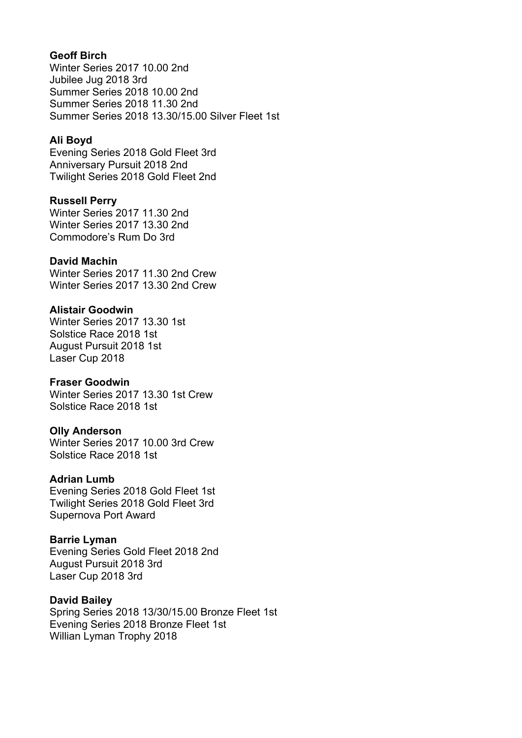**Geoff Birch**
Winter Series 2017 10.00 2nd
Jubilee Jug 2018 3rd
Summer Series 2018 10.00 2nd
Summer Series 2018 11.30 2nd
Summer Series 2018 13.30/15.00 Silver Fleet 1st

**Ali Boyd**
Evening Series 2018 Gold Fleet 3rd
Anniversary Pursuit 2018 2nd
Twilight Series 2018 Gold Fleet 2nd

**Russell Perry**
Winter Series 2017 11.30 2nd
Winter Series 2017 13.30 2nd
Commodore's Rum Do 3rd

**David Machin**
Winter Series 2017 11.30 2nd Crew
Winter Series 2017 13.30 2nd Crew

**Alistair Goodwin**
Winter Series 2017 13.30 1st
Solstice Race 2018 1st
August Pursuit 2018 1st
Laser Cup 2018

**Fraser Goodwin**
Winter Series 2017 13.30 1st Crew
Solstice Race 2018 1st

**Olly Anderson**
Winter Series 2017 10.00 3rd Crew
Solstice Race 2018 1st

**Adrian Lumb**
Evening Series 2018 Gold Fleet 1st
Twilight Series 2018 Gold Fleet 3rd
Supernova Port Award

**Barrie Lyman**
Evening Series Gold Fleet 2018 2nd
August Pursuit 2018 3rd
Laser Cup 2018 3rd

**David Bailey**
Spring Series 2018 13/30/15.00 Bronze Fleet 1st
Evening Series 2018 Bronze Fleet 1st
Willian Lyman Trophy 2018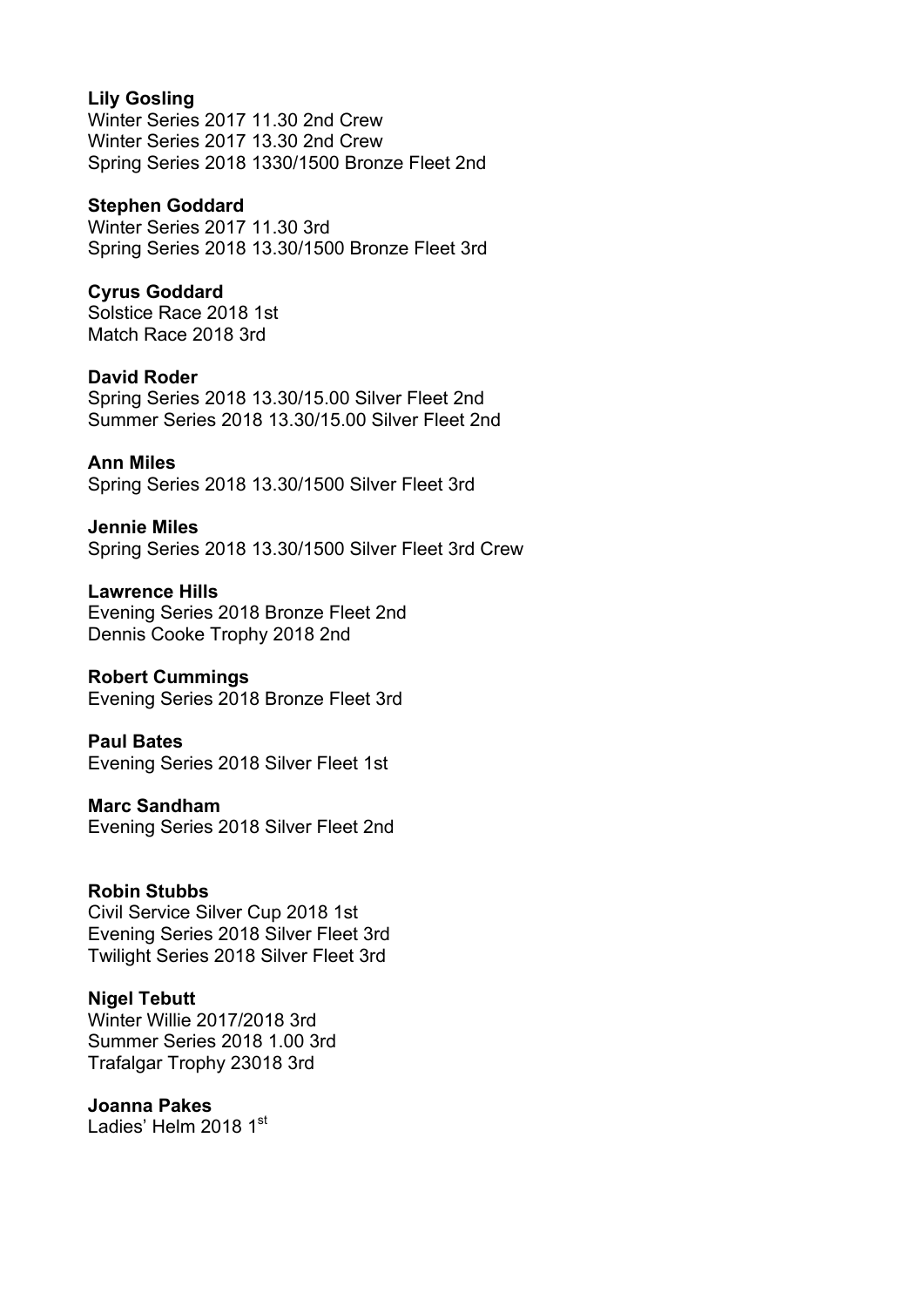**Lily Gosling**
Winter Series 2017 11.30 2nd Crew
Winter Series 2017 13.30 2nd Crew
Spring Series 2018 1330/1500 Bronze Fleet 2nd

**Stephen Goddard**
Winter Series 2017 11.30 3rd
Spring Series 2018 13.30/1500 Bronze Fleet 3rd

**Cyrus Goddard**
Solstice Race 2018 1st
Match Race 2018 3rd

**David Roder**
Spring Series 2018 13.30/15.00 Silver Fleet 2nd
Summer Series 2018 13.30/15.00 Silver Fleet 2nd

**Ann Miles**
Spring Series 2018 13.30/1500 Silver Fleet 3rd

**Jennie Miles**
Spring Series 2018 13.30/1500 Silver Fleet 3rd Crew

**Lawrence Hills**
Evening Series 2018 Bronze Fleet 2nd
Dennis Cooke Trophy 2018 2nd

**Robert Cummings**
Evening Series 2018 Bronze Fleet 3rd

**Paul Bates**
Evening Series 2018 Silver Fleet 1st

**Marc Sandham**
Evening Series 2018 Silver Fleet 2nd

**Robin Stubbs**
Civil Service Silver Cup 2018 1st
Evening Series 2018 Silver Fleet 3rd
Twilight Series 2018 Silver Fleet 3rd

**Nigel Tebutt**
Winter Willie 2017/2018 3rd
Summer Series 2018 1.00 3rd
Trafalgar Trophy 23018 3rd

**Joanna Pakes**
Ladies' Helm 2018 1st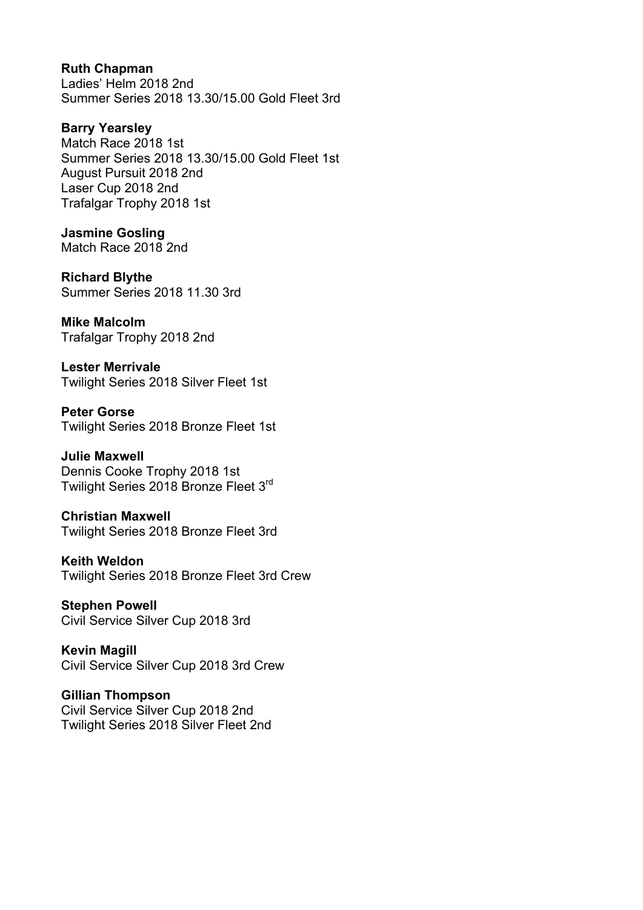**Ruth Chapman**
Ladies' Helm 2018 2nd
Summer Series 2018 13.30/15.00 Gold Fleet 3rd

**Barry Yearsley**
Match Race 2018 1st
Summer Series 2018 13.30/15.00 Gold Fleet 1st
August Pursuit 2018 2nd
Laser Cup 2018 2nd
Trafalgar Trophy 2018 1st

**Jasmine Gosling**
Match Race 2018 2nd

**Richard Blythe**
Summer Series 2018 11.30 3rd

**Mike Malcolm**
Trafalgar Trophy 2018 2nd

**Lester Merrivale**
Twilight Series 2018 Silver Fleet 1st

**Peter Gorse**
Twilight Series 2018 Bronze Fleet 1st

**Julie Maxwell**
Dennis Cooke Trophy 2018 1st
Twilight Series 2018 Bronze Fleet 3rd

**Christian Maxwell**
Twilight Series 2018 Bronze Fleet 3rd

**Keith Weldon**
Twilight Series 2018 Bronze Fleet 3rd Crew

**Stephen Powell**
Civil Service Silver Cup 2018 3rd

**Kevin Magill**
Civil Service Silver Cup 2018 3rd Crew

**Gillian Thompson**
Civil Service Silver Cup 2018 2nd
Twilight Series 2018 Silver Fleet 2nd